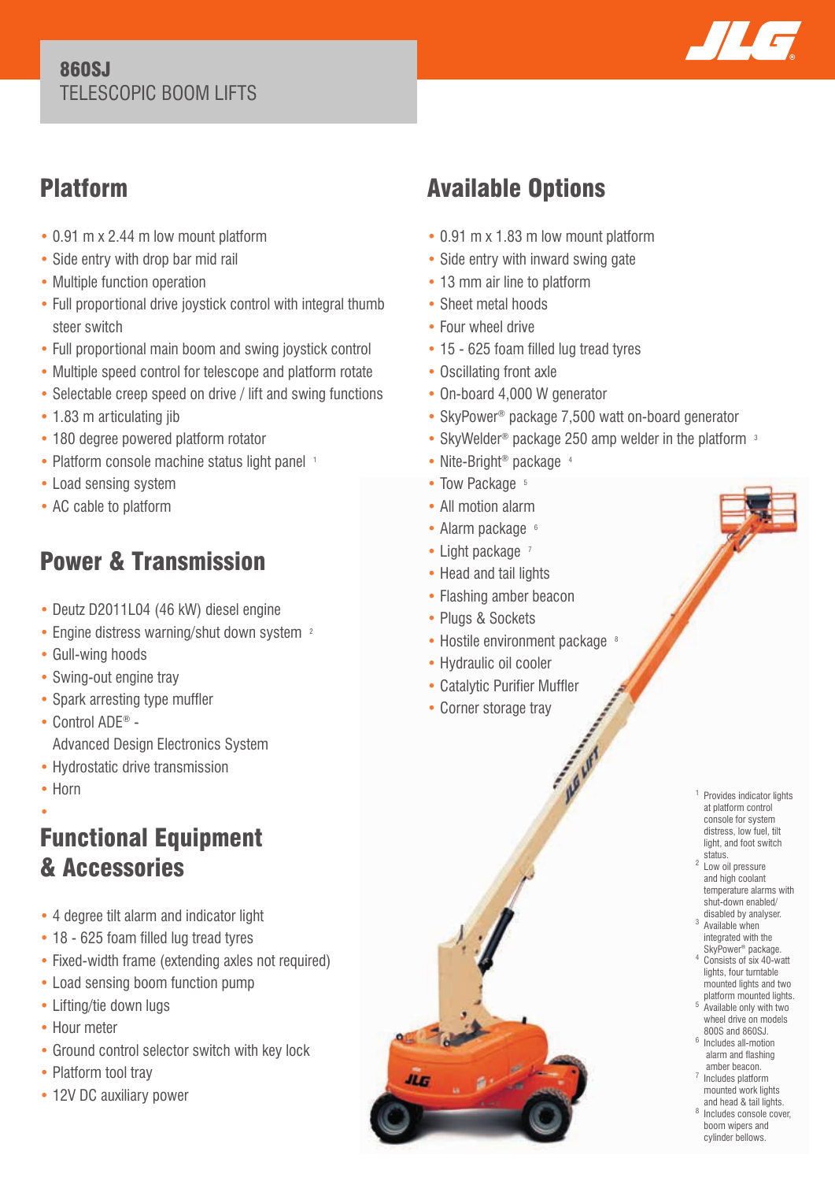# 860SJ

TELESCOPIC BOOM LIFTS

## Platform

- 0.91 m x 2.44 m low mount platform
- Side entry with drop bar mid rail
- Multiple function operation
- Full proportional drive joystick control with integral thumb steer switch
- Full proportional main boom and swing joystick control
- Multiple speed control for telescope and platform rotate
- Selectable creep speed on drive / lift and swing functions
- 1.83 m articulating jib
- 180 degree powered platform rotator
- Platform console machine status light panel [1]
- Load sensing system
- AC cable to platform

## Power & Transmission

- Deutz D2011L04 (46 kW) diesel engine
- Engine distress warning/shut down system [2]
- Gull-wing hoods
- Swing-out engine tray
- Spark arresting type muffler
- Control ADE® - Advanced Design Electronics System
- Hydrostatic drive transmission
- Horn

## Functional Equipment & Accessories

- 4 degree tilt alarm and indicator light
- 18 - 625 foam filled lug tread tyres
- Fixed-width frame (extending axles not required)
- Load sensing boom function pump
- Lifting/tie down lugs
- Hour meter
- Ground control selector switch with key lock
- Platform tool tray
- 12V DC auxiliary power

## Available Options

- 0.91 m x 1.83 m low mount platform
- Side entry with inward swing gate
- 13 mm air line to platform
- Sheet metal hoods
- Four wheel drive
- 15 - 625 foam filled lug tread tyres
- Oscillating front axle
- On-board 4,000 W generator
- SkyPower® package 7,500 watt on-board generator
- SkyWelder® package 250 amp welder in the platform [3]
- Nite-Bright® package [4]
- Tow Package [5]
- All motion alarm
- Alarm package [6]
- Light package [7]
- Head and tail lights
- Flashing amber beacon
- Plugs & Sockets
- Hostile environment package [8]
- Hydraulic oil cooler
- Catalytic Purifier Muffler
- Corner storage tray

[1] Provides indicator lights at platform control console for system distress, low fuel, tilt light, and foot switch status.
[2] Low oil pressure and high coolant temperature alarms with shut-down enabled/ disabled by analyser.
[3] Available when integrated with the SkyPower® package.
[4] Consists of six 40-watt lights, four turntable mounted lights and two platform mounted lights.
[5] Available only with two wheel drive on models 800S and 860SJ.
[6] Includes all-motion alarm and flashing amber beacon.
[7] Includes platform mounted work lights and head & tail lights.
[8] Includes console cover, boom wipers and cylinder bellows.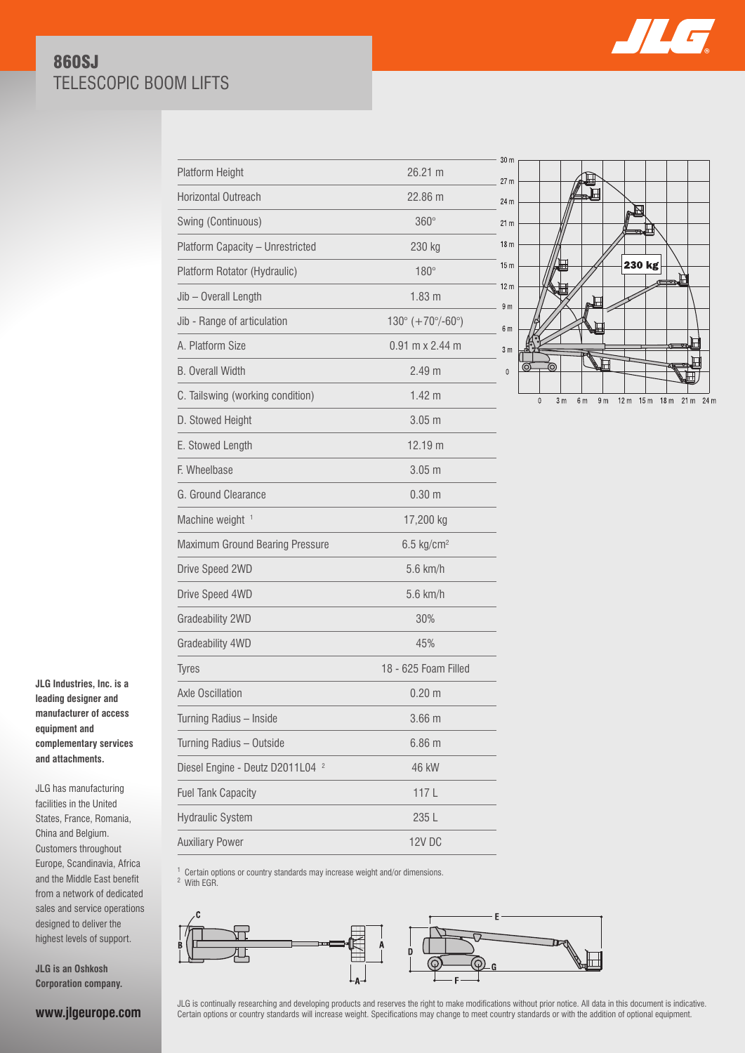# 860SJ
TELESCOPIC BOOM LIFTS

| | |
|---|---|
| Platform Height | 26.21 m |
| Horizontal Outreach | 22.86 m |
| Swing (Continuous) | 360° |
| Platform Capacity – Unrestricted | 230 kg |
| Platform Rotator (Hydraulic) | 180° |
| Jib – Overall Length | 1.83 m |
| Jib - Range of articulation | 130° (+70°/-60°) |
| A. Platform Size | 0.91 m x 2.44 m |
| B. Overall Width | 2.49 m |
| C. Tailswing (working condition) | 1.42 m |
| D. Stowed Height | 3.05 m |
| E. Stowed Length | 12.19 m |
| F. Wheelbase | 3.05 m |
| G. Ground Clearance | 0.30 m |
| Machine weight [1] | 17,200 kg |
| Maximum Ground Bearing Pressure | 6.5 kg/cm² |
| Drive Speed 2WD | 5.6 km/h |
| Drive Speed 4WD | 5.6 km/h |
| Gradeability 2WD | 30% |
| Gradeability 4WD | 45% |
| Tyres | 18 - 625 Foam Filled |
| Axle Oscillation | 0.20 m |
| Turning Radius – Inside | 3.66 m |
| Turning Radius – Outside | 6.86 m |
| Diesel Engine - Deutz D2011L04 [2] | 46 kW |
| Fuel Tank Capacity | 117 L |
| Hydraulic System | 235 L |
| Auxiliary Power | 12V DC |

[1] Certain options or country standards may increase weight and/or dimensions.
[2] With EGR.

30 m
27 m
24 m
21 m
18 m
15 m
12 m
9 m
6 m
3 m
0
0 3 m 6 m 9 m 12 m 15 m 18 m 21 m 24 m
230 kg

C B A A E D F G

**JLG Industries, Inc. is a leading designer and manufacturer of access equipment and complementary services and attachments.**

JLG has manufacturing facilities in the United States, France, Romania, China and Belgium. Customers throughout Europe, Scandinavia, Africa and the Middle East benefit from a network of dedicated sales and service operations designed to deliver the highest levels of support.

**JLG is an Oshkosh Corporation company.**

**www.jlgeurope.com**

JLG is continually researching and developing products and reserves the right to make modifications without prior notice. All data in this document is indicative. Certain options or country standards will increase weight. Specifications may change to meet country standards or with the addition of optional equipment.